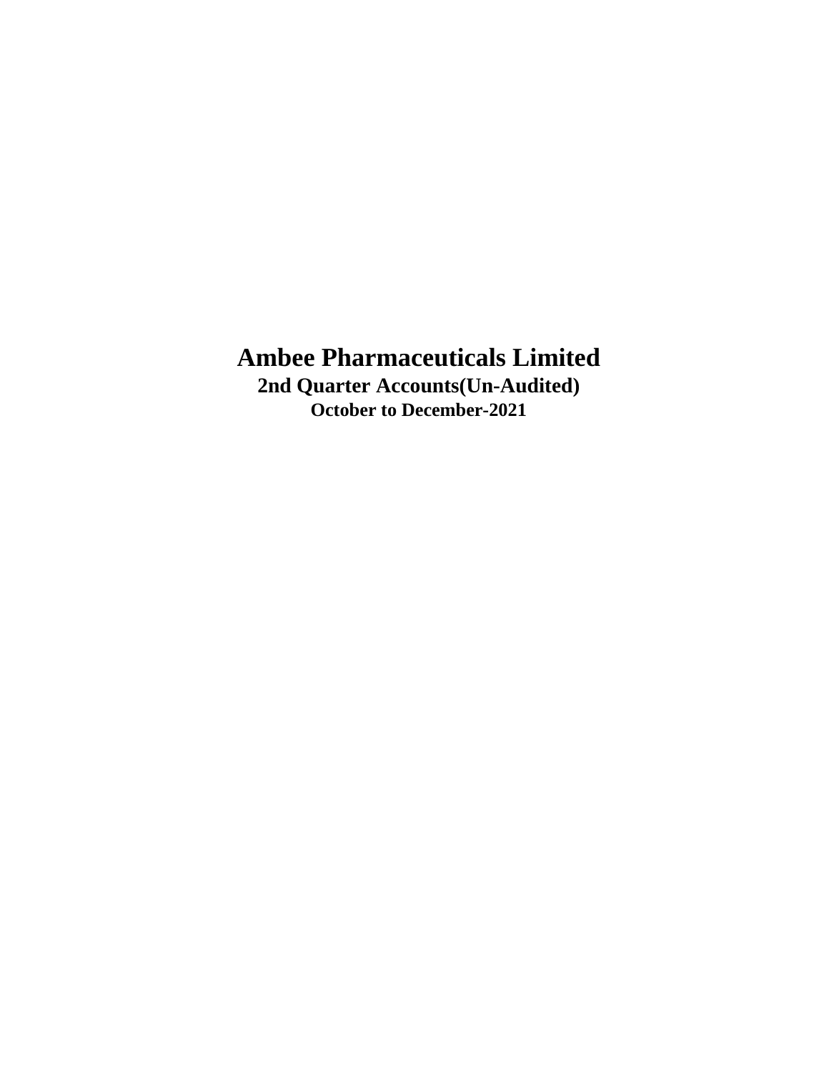# Ambee Pharmaceuticals Limited

## 2nd Quarter Accounts(Un-Audited)

### October to December-2021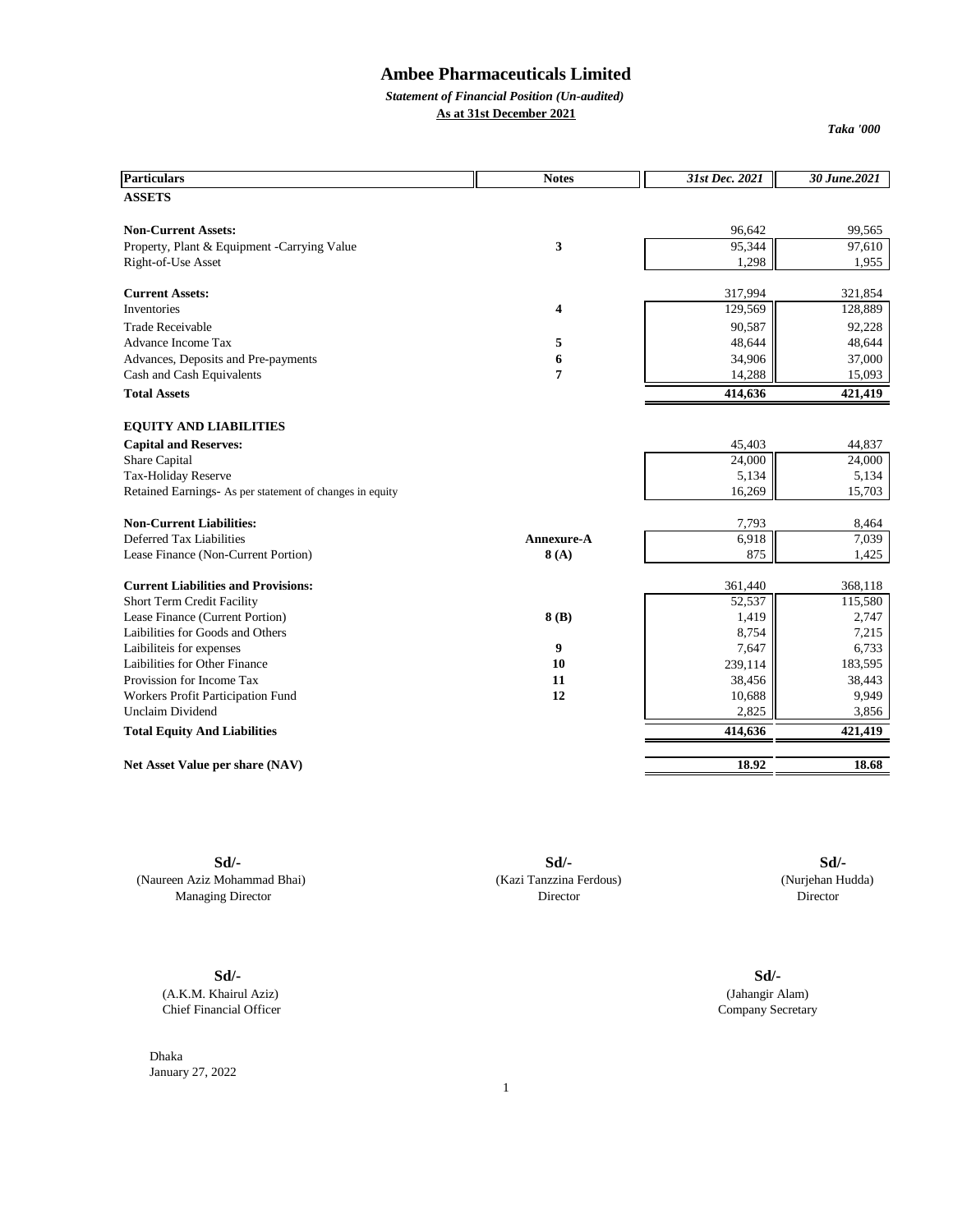# Ambee Pharmaceuticals Limited

***Statement of Financial Position (Un-audited)***

**As at 31st December 2021**

***Taka '000***

| Particulars | Notes | 31st Dec. 2021 | 30 June.2021 |
|---|---|---|---|
| **ASSETS** | | | |
| **Non-Current Assets:** | | 96,642 | 99,565 |
| Property, Plant & Equipment -Carrying Value | **3** | 95,344 | 97,610 |
| Right-of-Use Asset | | 1,298 | 1,955 |
| **Current Assets:** | | 317,994 | 321,854 |
| Inventories | **4** | 129,569 | 128,889 |
| Trade Receivable | | 90,587 | 92,228 |
| Advance Income Tax | **5** | 48,644 | 48,644 |
| Advances, Deposits and Pre-payments | **6** | 34,906 | 37,000 |
| Cash and Cash Equivalents | **7** | 14,288 | 15,093 |
| **Total Assets** | | **414,636** | **421,419** |
| **EQUITY AND LIABILITIES** | | | |
| **Capital and Reserves:** | | 45,403 | 44,837 |
| Share Capital | | 24,000 | 24,000 |
| Tax-Holiday Reserve | | 5,134 | 5,134 |
| Retained Earnings- As per statement of changes in equity | | 16,269 | 15,703 |
| **Non-Current Liabilities:** | | 7,793 | 8,464 |
| Deferred Tax Liabilities | **Annexure-A** | 6,918 | 7,039 |
| Lease Finance (Non-Current Portion) | **8 (A)** | 875 | 1,425 |
| **Current Liabilities and Provisions:** | | 361,440 | 368,118 |
| Short Term Credit Facility | | 52,537 | 115,580 |
| Lease Finance (Current Portion) | **8 (B)** | 1,419 | 2,747 |
| Laibilities for Goods and Others | | 8,754 | 7,215 |
| Laibiliteis for expenses | **9** | 7,647 | 6,733 |
| Laibilities for Other Finance | **10** | 239,114 | 183,595 |
| Provission for Income Tax | **11** | 38,456 | 38,443 |
| Workers Profit Participation Fund | **12** | 10,688 | 9,949 |
| Unclaim Dividend | | 2,825 | 3,856 |
| **Total Equity And Liabilities** | | **414,636** | **421,419** |
| **Net Asset Value per share (NAV)** | | **18.92** | **18.68** |

| | | |
|---|---|---|
| **Sd/-** | **Sd/-** | **Sd/-** |
| (Naureen Aziz Mohammad Bhai) | (Kazi Tanzzina Ferdous) | (Nurjehan Hudda) |
| Managing Director | Director | Director |

| | |
|---|---|
| **Sd/-** | **Sd/-** |
| (A.K.M. Khairul Aziz) | (Jahangir Alam) |
| Chief Financial Officer | Company Secretary |

Dhaka
January 27, 2022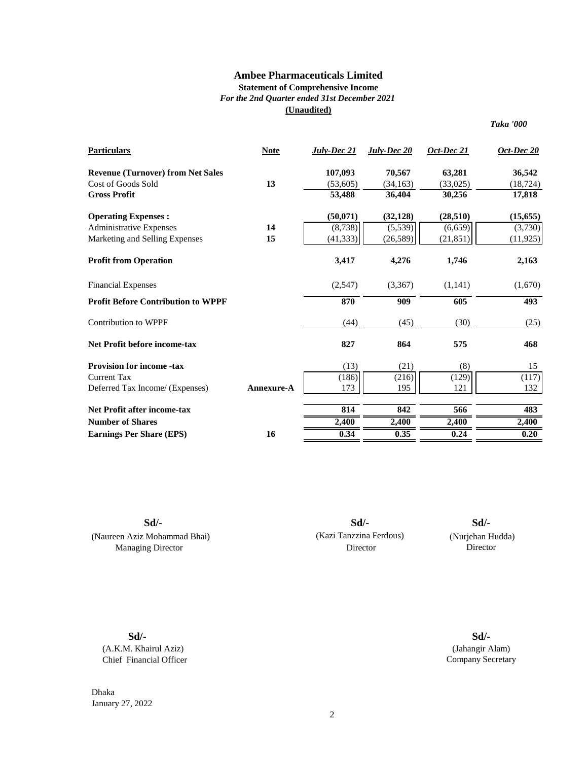# Ambee Pharmaceuticals Limited

**Statement of Comprehensive Income**

***For the 2nd Quarter ended 31st December 2021***

**(Unaudited)**

***Taka '000***

| Particulars | Note | *July-Dec 21* | *July-Dec 20* | *Oct-Dec 21* | *Oct-Dec 20* |
|---|---|---|---|---|---|
| **Revenue (Turnover) from Net Sales** | | **107,093** | **70,567** | **63,281** | **36,542** |
| Cost of Goods Sold | **13** | (53,605) | (34,163) | (33,025) | (18,724) |
| **Gross Profit** | | **53,488** | **36,404** | **30,256** | **17,818** |
| **Operating Expenses :** | | **(50,071)** | **(32,128)** | **(28,510)** | **(15,655)** |
| Administrative Expenses | **14** | (8,738) | (5,539) | (6,659) | (3,730) |
| Marketing and Selling Expenses | **15** | (41,333) | (26,589) | (21,851) | (11,925) |
| **Profit from Operation** | | **3,417** | **4,276** | **1,746** | **2,163** |
| Financial Expenses | | (2,547) | (3,367) | (1,141) | (1,670) |
| **Profit Before Contribution to WPPF** | | **870** | **909** | **605** | **493** |
| Contribution to WPPF | | (44) | (45) | (30) | (25) |
| **Net Profit before income-tax** | | **827** | **864** | **575** | **468** |
| **Provision for income -tax** | | (13) | (21) | (8) | 15 |
| Current Tax | | (186) | (216) | (129) | (117) |
| Deferred Tax Income/ (Expenses) | **Annexure-A** | 173 | 195 | 121 | 132 |
| **Net Profit after income-tax** | | **814** | **842** | **566** | **483** |
| **Number of Shares** | | **2,400** | **2,400** | **2,400** | **2,400** |
| **Earnings Per Share (EPS)** | **16** | **0.34** | **0.35** | **0.24** | **0.20** |

**Sd/-**
(Naureen Aziz Mohammad Bhai)
Managing Director

**Sd/-**
(Kazi Tanzzina Ferdous)
Director

**Sd/-**
(Nurjehan Hudda)
Director

**Sd/-**
(A.K.M. Khairul Aziz)
Chief Financial Officer

**Sd/-**
(Jahangir Alam)
Company Secretary

Dhaka
January 27, 2022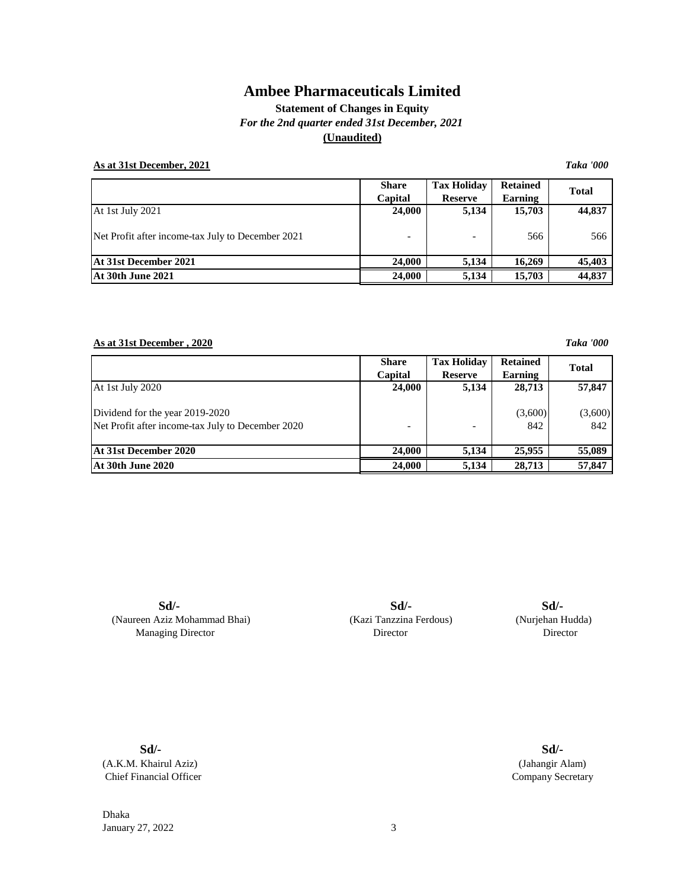# Ambee Pharmaceuticals Limited

**Statement of Changes in Equity**

***For the 2nd quarter ended 31st December, 2021***

**(Unaudited)**

**As at 31st December, 2021** *Taka '000*

| | Share Capital | Tax Holiday Reserve | Retained Earning | Total |
|---|---|---|---|---|
| At 1st July 2021 | **24,000** | **5,134** | **15,703** | **44,837** |
| Net Profit after income-tax July to December 2021 | - | - | 566 | 566 |
| **At 31st December 2021** | **24,000** | **5,134** | **16,269** | **45,403** |
| **At 30th June 2021** | **24,000** | **5,134** | **15,703** | **44,837** |

**As at 31st December , 2020** *Taka '000*

| | Share Capital | Tax Holiday Reserve | Retained Earning | Total |
|---|---|---|---|---|
| At 1st July 2020 | **24,000** | **5,134** | **28,713** | **57,847** |
| Dividend for the year 2019-2020 | | | (3,600) | (3,600) |
| Net Profit after income-tax July to December 2020 | - | - | 842 | 842 |
| **At 31st December 2020** | **24,000** | **5,134** | **25,955** | **55,089** |
| **At 30th June 2020** | **24,000** | **5,134** | **28,713** | **57,847** |

**Sd/-**
(Naureen Aziz Mohammad Bhai)
Managing Director

**Sd/-**
(Kazi Tanzzina Ferdous)
Director

**Sd/-**
(Nurjehan Hudda)
Director

**Sd/-**
(A.K.M. Khairul Aziz)
Chief Financial Officer

**Sd/-**
(Jahangir Alam)
Company Secretary

Dhaka
January 27, 2022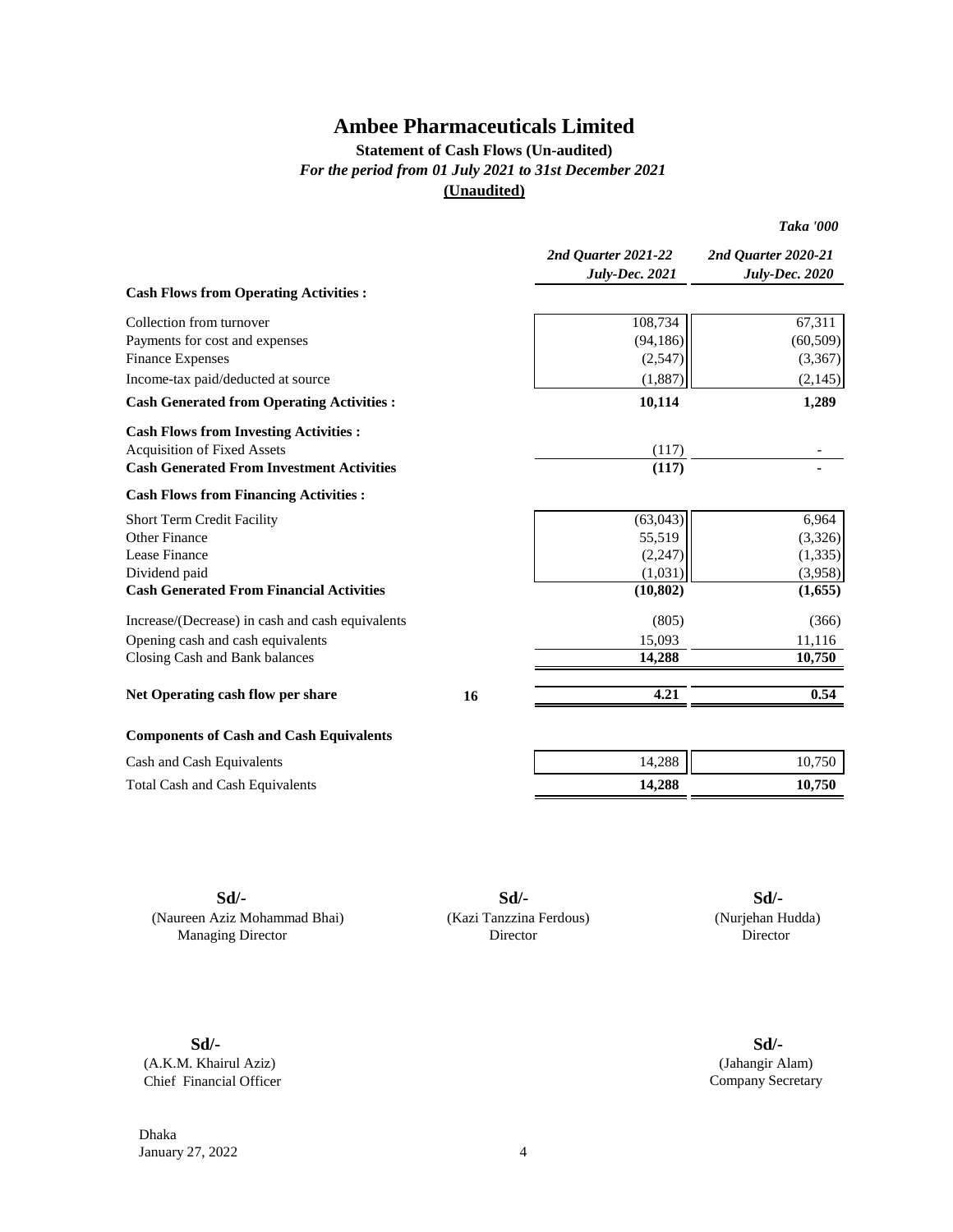# Ambee Pharmaceuticals Limited

**Statement of Cash Flows (Un-audited)**

***For the period from 01 July 2021 to 31st December 2021***

**(Unaudited)**

***Taka '000***

| | Notes | *2nd Quarter 2021-22 July-Dec. 2021* | *2nd Quarter 2020-21 July-Dec. 2020* |
|---|---|---|---|
| **Cash Flows from Operating Activities :** | | | |
| Collection from turnover | | 108,734 | 67,311 |
| Payments for cost and expenses | | (94,186) | (60,509) |
| Finance Expenses | | (2,547) | (3,367) |
| Income-tax paid/deducted at source | | (1,887) | (2,145) |
| **Cash Generated from Operating Activities :** | | **10,114** | **1,289** |
| **Cash Flows from Investing Activities :** | | | |
| Acquisition of Fixed Assets | | (117) | - |
| **Cash Generated From Investment Activities** | | **(117)** | **-** |
| **Cash Flows from Financing Activities :** | | | |
| Short Term Credit Facility | | (63,043) | 6,964 |
| Other Finance | | 55,519 | (3,326) |
| Lease Finance | | (2,247) | (1,335) |
| Dividend paid | | (1,031) | (3,958) |
| **Cash Generated From Financial Activities** | | **(10,802)** | **(1,655)** |
| Increase/(Decrease) in cash and cash equivalents | | (805) | (366) |
| Opening cash and cash equivalents | | 15,093 | 11,116 |
| Closing Cash and Bank balances | | **14,288** | **10,750** |
| **Net Operating cash flow per share** | **16** | **4.21** | **0.54** |
| **Components of Cash and Cash Equivalents** | | | |
| Cash and Cash Equivalents | | 14,288 | 10,750 |
| Total Cash and Cash Equivalents | | **14,288** | **10,750** |

**Sd/-**
(Naureen Aziz Mohammad Bhai)
Managing Director

**Sd/-**
(Kazi Tanzzina Ferdous)
Director

**Sd/-**
(Nurjehan Hudda)
Director

**Sd/-**
(A.K.M. Khairul Aziz)
Chief Financial Officer

**Sd/-**
(Jahangir Alam)
Company Secretary

Dhaka
January 27, 2022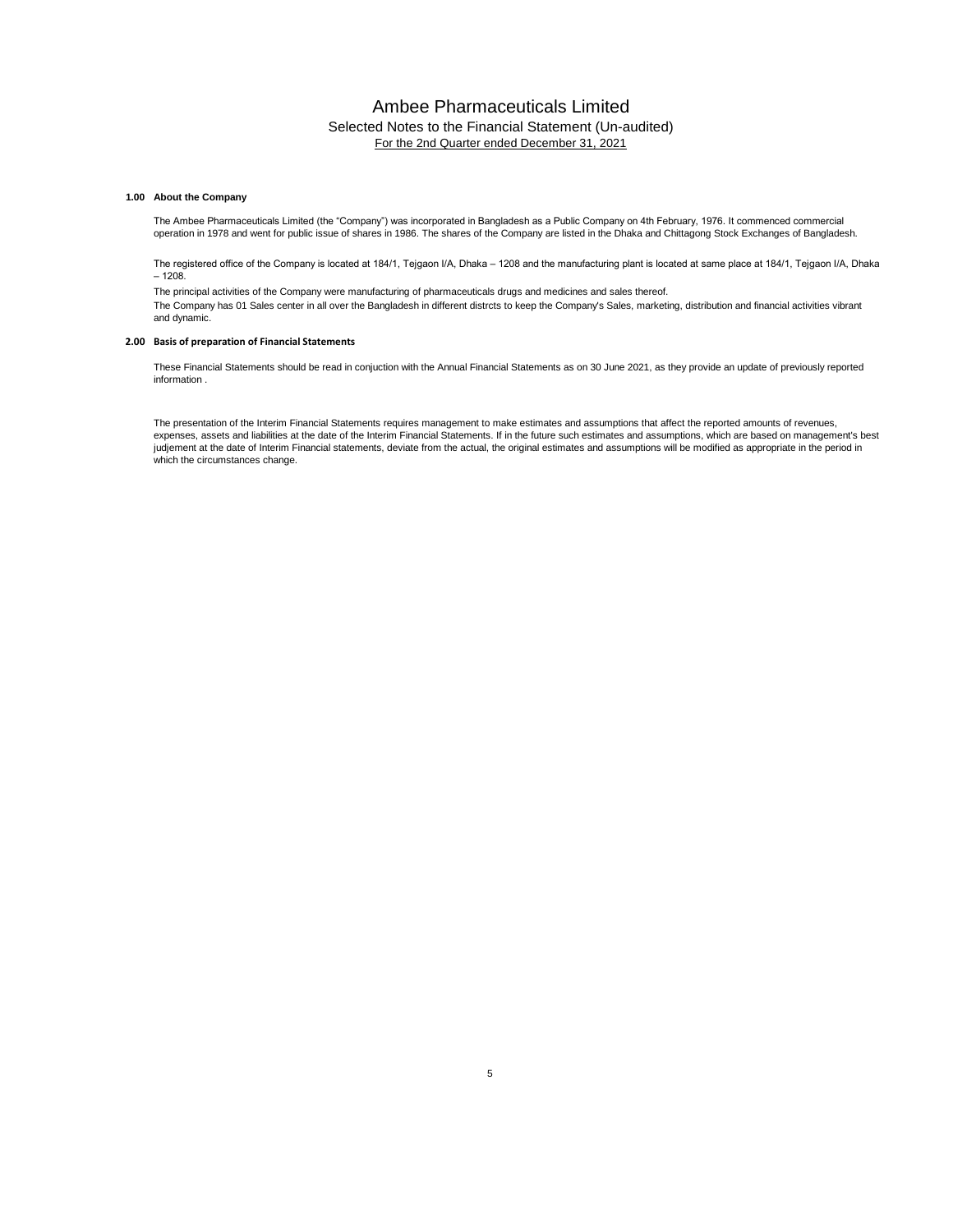# Ambee Pharmaceuticals Limited

## Selected Notes to the Financial Statement (Un-audited)

For the 2nd Quarter ended December 31, 2021

### 1.00 About the Company

The Ambee Pharmaceuticals Limited (the "Company") was incorporated in Bangladesh as a Public Company on 4th February, 1976. It commenced commercial operation in 1978 and went for public issue of shares in 1986. The shares of the Company are listed in the Dhaka and Chittagong Stock Exchanges of Bangladesh.

The registered office of the Company is located at 184/1, Tejgaon I/A, Dhaka – 1208 and the manufacturing plant is located at same place at 184/1, Tejgaon I/A, Dhaka – 1208.

The principal activities of the Company were manufacturing of pharmaceuticals drugs and medicines and sales thereof.

The Company has 01 Sales center in all over the Bangladesh in different distrcts to keep the Company's Sales, marketing, distribution and financial activities vibrant and dynamic.

### 2.00 Basis of preparation of Financial Statements

These Financial Statements should be read in conjuction with the Annual Financial Statements as on 30 June 2021, as they provide an update of previously reported information .

The presentation of the Interim Financial Statements requires management to make estimates and assumptions that affect the reported amounts of revenues, expenses, assets and liabilities at the date of the Interim Financial Statements. If in the future such estimates and assumptions, which are based on management's best judjement at the date of Interim Financial statements, deviate from the actual, the original estimates and assumptions will be modified as appropriate in the period in which the circumstances change.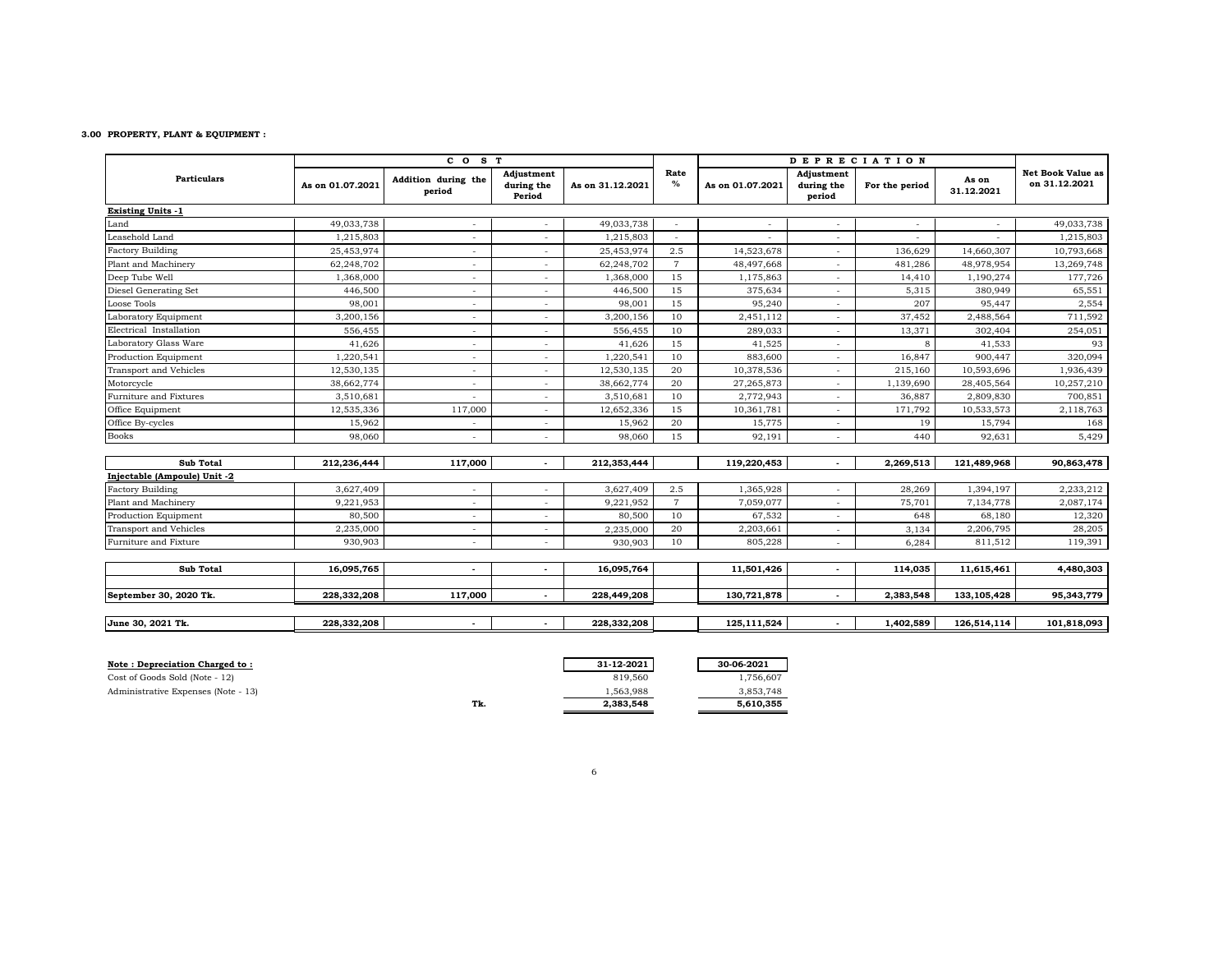**3.00 PROPERTY, PLANT & EQUIPMENT :**

| Particulars | C O S T | | | | Rate % | D E P R E C I A T I O N | | | | Net Book Value as on 31.12.2021 |
|---|---|---|---|---|---|---|---|---|---|---|
| | As on 01.07.2021 | Addition during the period | Adjustment during the Period | As on 31.12.2021 | | As on 01.07.2021 | Adjustment during the period | For the period | As on 31.12.2021 | |
| **Existing Units -1** | | | | | | | | | | |
| Land | 49,033,738 | - | - | 49,033,738 | - | - | - | - | - | 49,033,738 |
| Leasehold Land | 1,215,803 | - | - | 1,215,803 | - | - | - | - | - | 1,215,803 |
| Factory Building | 25,453,974 | - | - | 25,453,974 | 2.5 | 14,523,678 | - | 136,629 | 14,660,307 | 10,793,668 |
| Plant and Machinery | 62,248,702 | - | - | 62,248,702 | 7 | 48,497,668 | - | 481,286 | 48,978,954 | 13,269,748 |
| Deep Tube Well | 1,368,000 | - | - | 1,368,000 | 15 | 1,175,863 | - | 14,410 | 1,190,274 | 177,726 |
| Diesel Generating Set | 446,500 | - | - | 446,500 | 15 | 375,634 | - | 5,315 | 380,949 | 65,551 |
| Loose Tools | 98,001 | - | - | 98,001 | 15 | 95,240 | - | 207 | 95,447 | 2,554 |
| Laboratory Equipment | 3,200,156 | - | - | 3,200,156 | 10 | 2,451,112 | - | 37,452 | 2,488,564 | 711,592 |
| Electrical Installation | 556,455 | - | - | 556,455 | 10 | 289,033 | - | 13,371 | 302,404 | 254,051 |
| Laboratory Glass Ware | 41,626 | - | - | 41,626 | 15 | 41,525 | - | 8 | 41,533 | 93 |
| Production Equipment | 1,220,541 | - | - | 1,220,541 | 10 | 883,600 | - | 16,847 | 900,447 | 320,094 |
| Transport and Vehicles | 12,530,135 | - | - | 12,530,135 | 20 | 10,378,536 | - | 215,160 | 10,593,696 | 1,936,439 |
| Motorcycle | 38,662,774 | - | - | 38,662,774 | 20 | 27,265,873 | - | 1,139,690 | 28,405,564 | 10,257,210 |
| Furniture and Fixtures | 3,510,681 | - | - | 3,510,681 | 10 | 2,772,943 | - | 36,887 | 2,809,830 | 700,851 |
| Office Equipment | 12,535,336 | 117,000 | - | 12,652,336 | 15 | 10,361,781 | - | 171,792 | 10,533,573 | 2,118,763 |
| Office By-cycles | 15,962 | - | - | 15,962 | 20 | 15,775 | - | 19 | 15,794 | 168 |
| Books | 98,060 | - | - | 98,060 | 15 | 92,191 | - | 440 | 92,631 | 5,429 |
| **Sub Total** | **212,236,444** | **117,000** | **-** | **212,353,444** | | **119,220,453** | **-** | **2,269,513** | **121,489,968** | **90,863,478** |
| **Injectable (Ampoule) Unit -2** | | | | | | | | | | |
| Factory Building | 3,627,409 | - | - | 3,627,409 | 2.5 | 1,365,928 | - | 28,269 | 1,394,197 | 2,233,212 |
| Plant and Machinery | 9,221,953 | - | - | 9,221,952 | 7 | 7,059,077 | - | 75,701 | 7,134,778 | 2,087,174 |
| Production Equipment | 80,500 | - | - | 80,500 | 10 | 67,532 | - | 648 | 68,180 | 12,320 |
| Transport and Vehicles | 2,235,000 | - | - | 2,235,000 | 20 | 2,203,661 | - | 3,134 | 2,206,795 | 28,205 |
| Furniture and Fixture | 930,903 | - | - | 930,903 | 10 | 805,228 | - | 6,284 | 811,512 | 119,391 |
| **Sub Total** | **16,095,765** | **-** | **-** | **16,095,764** | | **11,501,426** | **-** | **114,035** | **11,615,461** | **4,480,303** |
| **September 30, 2020 Tk.** | **228,332,208** | **117,000** | **-** | **228,449,208** | | **130,721,878** | **-** | **2,383,548** | **133,105,428** | **95,343,779** |
| **June 30, 2021 Tk.** | **228,332,208** | **-** | **-** | **228,332,208** | | **125,111,524** | **-** | **1,402,589** | **126,514,114** | **101,818,093** |

| **Note : Depreciation Charged to :** | | **31-12-2021** | **30-06-2021** |
|---|---|---|---|
| Cost of Goods Sold (Note - 12) | | 819,560 | 1,756,607 |
| Administrative Expenses (Note - 13) | | 1,563,988 | 3,853,748 |
| | Tk. | **2,383,548** | **5,610,355** |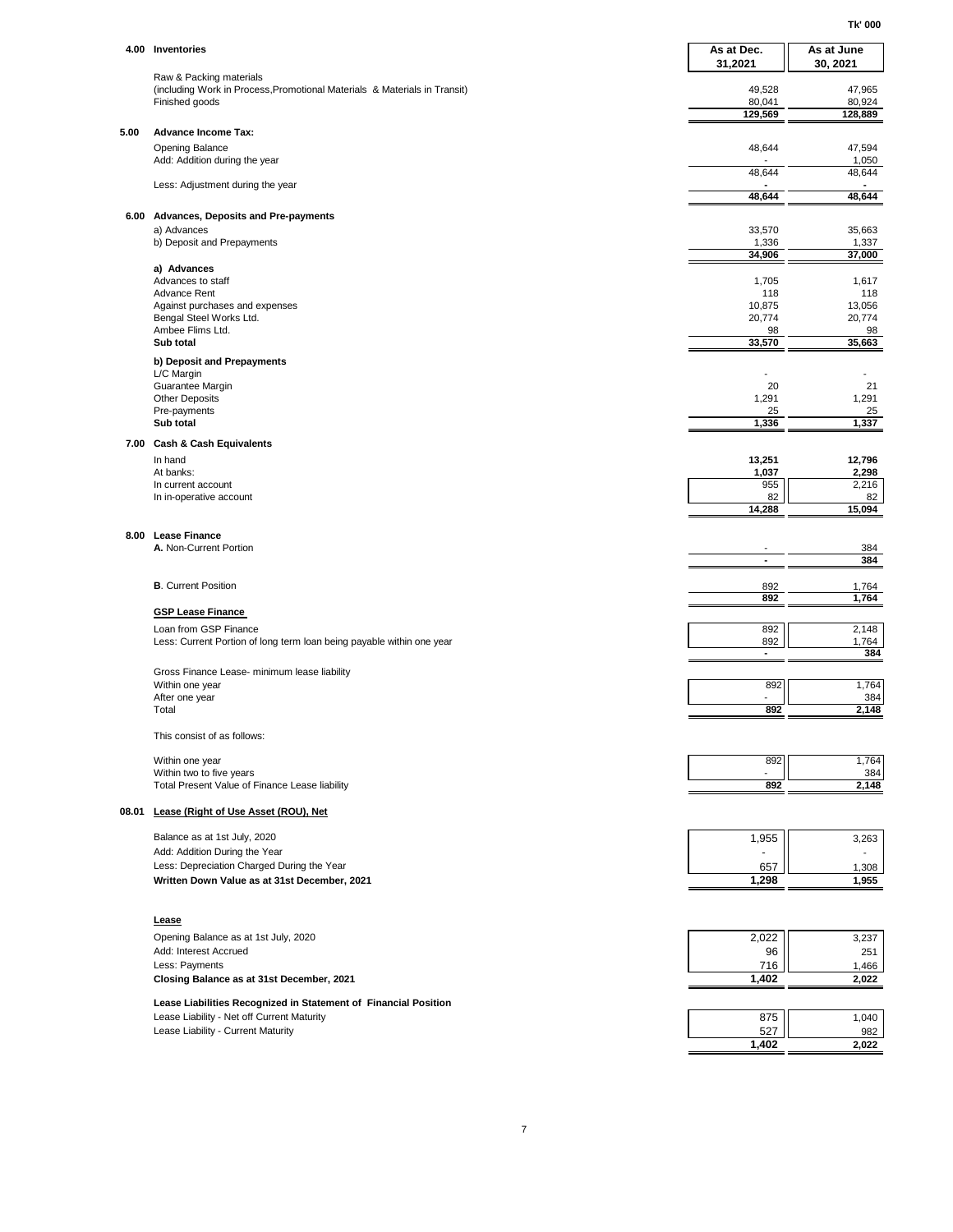Tk' 000

| | | As at Dec. 31,2021 | As at June 30, 2021 |
|---|---|---|---|
| **4.00** | **Inventories** | | |
| | Raw & Packing materials (including Work in Process,Promotional Materials & Materials in Transit) | 49,528 | 47,965 |
| | Finished goods | 80,041 | 80,924 |
| | | **129,569** | **128,889** |
| **5.00** | **Advance Income Tax:** | | |
| | Opening Balance | 48,644 | 47,594 |
| | Add: Addition during the year | - | 1,050 |
| | | 48,644 | 48,644 |
| | Less: Adjustment during the year | - | - |
| | | **48,644** | **48,644** |
| **6.00** | **Advances, Deposits and Pre-payments** | | |
| | a) Advances | 33,570 | 35,663 |
| | b) Deposit and Prepayments | 1,336 | 1,337 |
| | | **34,906** | **37,000** |
| | **a) Advances** | | |
| | Advances to staff | 1,705 | 1,617 |
| | Advance Rent | 118 | 118 |
| | Against purchases and expenses | 10,875 | 13,056 |
| | Bengal Steel Works Ltd. | 20,774 | 20,774 |
| | Ambee Flims Ltd. | 98 | 98 |
| | **Sub total** | **33,570** | **35,663** |
| | **b) Deposit and Prepayments** | | |
| | L/C Margin | - | - |
| | Guarantee Margin | 20 | 21 |
| | Other Deposits | 1,291 | 1,291 |
| | Pre-payments | 25 | 25 |
| | **Sub total** | **1,336** | **1,337** |
| **7.00** | **Cash & Cash Equivalents** | | |
| | In hand | **13,251** | **12,796** |
| | At banks: | **1,037** | **2,298** |
| | In current account | 955 | 2,216 |
| | In in-operative account | 82 | 82 |
| | | **14,288** | **15,094** |
| **8.00** | **Lease Finance** | | |
| | **A.** Non-Current Portion | - | 384 |
| | | **-** | **384** |
| | **B**. Current Position | 892 | 1,764 |
| | | **892** | **1,764** |
| | **GSP Lease Finance** | | |
| | Loan from GSP Finance | 892 | 2,148 |
| | Less: Current Portion of long term loan being payable within one year | 892 | 1,764 |
| | | **-** | **384** |
| | Gross Finance Lease- minimum lease liability | | |
| | Within one year | 892 | 1,764 |
| | After one year | - | 384 |
| | Total | **892** | **2,148** |
| | This consist of as follows: | | |
| | Within one year | 892 | 1,764 |
| | Within two to five years | - | 384 |
| | Total Present Value of Finance Lease liability | **892** | **2,148** |
| **08.01** | **Lease (Right of Use Asset (ROU), Net** | | |
| | Balance as at 1st July, 2020 | 1,955 | 3,263 |
| | Add: Addition During the Year | - | - |
| | Less: Depreciation Charged During the Year | 657 | 1,308 |
| | **Written Down Value as at 31st December, 2021** | **1,298** | **1,955** |
| | **Lease** | | |
| | Opening Balance as at 1st July, 2020 | 2,022 | 3,237 |
| | Add: Interest Accrued | 96 | 251 |
| | Less: Payments | 716 | 1,466 |
| | **Closing Balance as at 31st December, 2021** | **1,402** | **2,022** |
| | **Lease Liabilities Recognized in Statement of Financial Position** | | |
| | Lease Liability - Net off Current Maturity | 875 | 1,040 |
| | Lease Liability - Current Maturity | 527 | 982 |
| | | **1,402** | **2,022** |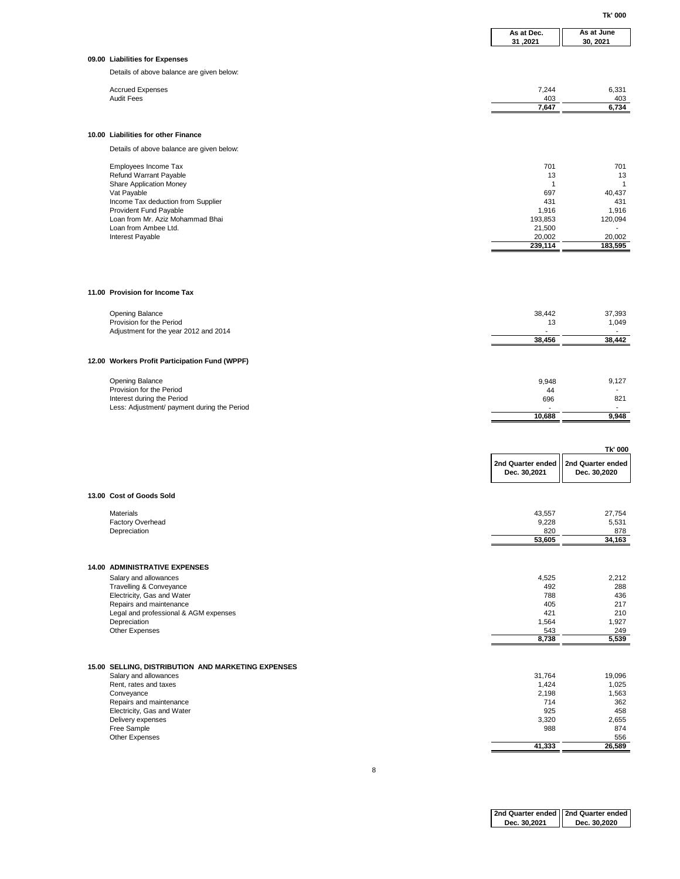Tk' 000

| | As at Dec. 31 ,2021 | As at June 30, 2021 |
|---|---|---|

### 09.00 Liabilities for Expenses

Details of above balance are given below:

| | As at Dec. 31 ,2021 | As at June 30, 2021 |
|---|---|---|
| Accrued Expenses | 7,244 | 6,331 |
| Audit Fees | 403 | 403 |
| | **7,647** | **6,734** |

### 10.00 Liabilities for other Finance

Details of above balance are given below:

| | As at Dec. 31 ,2021 | As at June 30, 2021 |
|---|---|---|
| Employees Income Tax | 701 | 701 |
| Refund Warrant Payable | 13 | 13 |
| Share Application Money | 1 | 1 |
| Vat Payable | 697 | 40,437 |
| Income Tax deduction from Supplier | 431 | 431 |
| Provident Fund Payable | 1,916 | 1,916 |
| Loan from Mr. Aziz Mohammad Bhai | 193,853 | 120,094 |
| Loan from Ambee Ltd. | 21,500 | - |
| Interest Payable | 20,002 | 20,002 |
| | **239,114** | **183,595** |

### 11.00 Provision for Income Tax

| | As at Dec. 31 ,2021 | As at June 30, 2021 |
|---|---|---|
| Opening Balance | 38,442 | 37,393 |
| Provision for the Period | 13 | 1,049 |
| Adjustment for the year 2012 and 2014 | - | - |
| | **38,456** | **38,442** |

### 12.00 Workers Profit Participation Fund (WPPF)

| | As at Dec. 31 ,2021 | As at June 30, 2021 |
|---|---|---|
| Opening Balance | 9,948 | 9,127 |
| Provision for the Period | 44 | - |
| Interest during the Period | 696 | 821 |
| Less: Adjustment/ payment during the Period | - | - |
| | **10,688** | **9,948** |

Tk' 000

### 13.00 Cost of Goods Sold

| | 2nd Quarter ended Dec. 30,2021 | 2nd Quarter ended Dec. 30,2020 |
|---|---|---|
| Materials | 43,557 | 27,754 |
| Factory Overhead | 9,228 | 5,531 |
| Depreciation | 820 | 878 |
| | **53,605** | **34,163** |

### 14.00 ADMINISTRATIVE EXPENSES

| | 2nd Quarter ended Dec. 30,2021 | 2nd Quarter ended Dec. 30,2020 |
|---|---|---|
| Salary and allowances | 4,525 | 2,212 |
| Travelling & Conveyance | 492 | 288 |
| Electricity, Gas and Water | 788 | 436 |
| Repairs and maintenance | 405 | 217 |
| Legal and professional & AGM expenses | 421 | 210 |
| Depreciation | 1,564 | 1,927 |
| Other Expenses | 543 | 249 |
| | **8,738** | **5,539** |

### 15.00 SELLING, DISTRIBUTION AND MARKETING EXPENSES

| | 2nd Quarter ended Dec. 30,2021 | 2nd Quarter ended Dec. 30,2020 |
|---|---|---|
| Salary and allowances | 31,764 | 19,096 |
| Rent, rates and taxes | 1,424 | 1,025 |
| Conveyance | 2,198 | 1,563 |
| Repairs and maintenance | 714 | 362 |
| Electricity, Gas and Water | 925 | 458 |
| Delivery expenses | 3,320 | 2,655 |
| Free Sample | 988 | 874 |
| Other Expenses | | 556 |
| | **41,333** | **26,589** |

| 2nd Quarter ended Dec. 30,2021 | 2nd Quarter ended Dec. 30,2020 |
|---|---|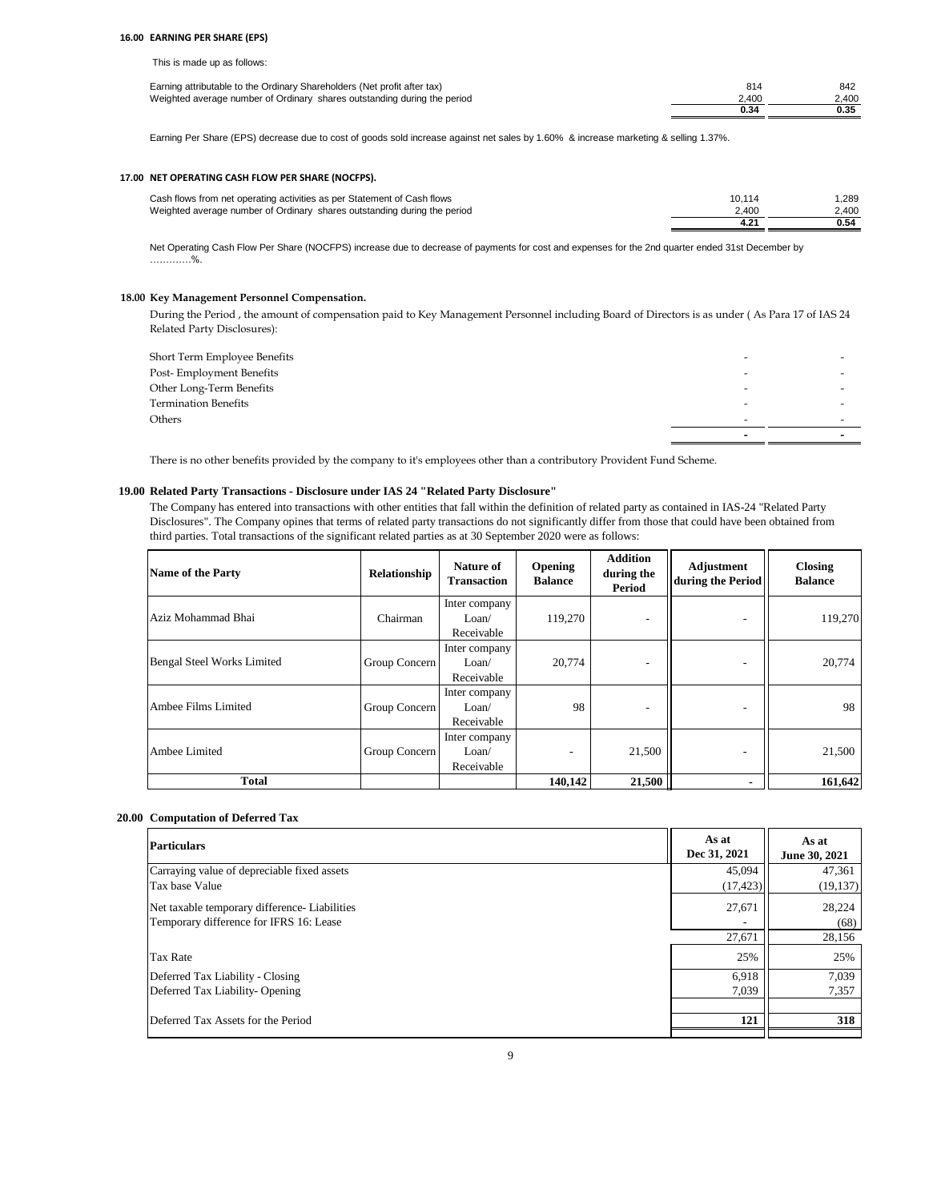### 16.00 EARNING PER SHARE (EPS)

This is made up as follows:

| | | |
|---|---|---|
| Earning attributable to the Ordinary Shareholders (Net profit after tax) | 814 | 842 |
| Weighted average number of Ordinary shares outstanding during the period | 2,400 | 2,400 |
| | **0.34** | **0.35** |

Earning Per Share (EPS) decrease due to cost of goods sold increase against net sales by 1.60% & increase marketing & selling 1.37%.

### 17.00 NET OPERATING CASH FLOW PER SHARE (NOCFPS).

| | | |
|---|---|---|
| Cash flows from net operating activities as per Statement of Cash flows | 10,114 | 1,289 |
| Weighted average number of Ordinary shares outstanding during the period | 2,400 | 2,400 |
| | **4.21** | **0.54** |

Net Operating Cash Flow Per Share (NOCFPS) increase due to decrease of payments for cost and expenses for the 2nd quarter ended 31st December by ………….%.

### 18.00 Key Management Personnel Compensation.

During the Period , the amount of compensation paid to Key Management Personnel including Board of Directors is as under ( As Para 17 of IAS 24 Related Party Disclosures):

| | | |
|---|---|---|
| Short Term Employee Benefits | - | - |
| Post- Employment Benefits | - | - |
| Other Long-Term Benefits | - | - |
| Termination Benefits | - | - |
| Others | - | - |
| | **-** | **-** |

There is no other benefits provided by the company to it's employees other than a contributory Provident Fund Scheme.

### 19.00 Related Party Transactions - Disclosure under IAS 24 "Related Party Disclosure"

The Company has entered into transactions with other entities that fall within the definition of related party as contained in IAS-24 "Related Party Disclosures". The Company opines that terms of related party transactions do not significantly differ from those that could have been obtained from third parties. Total transactions of the significant related parties as at 30 September 2020 were as follows:

| Name of the Party | Relationship | Nature of Transaction | Opening Balance | Addition during the Period | Adjustment during the Period | Closing Balance |
|---|---|---|---|---|---|---|
| Aziz Mohammad Bhai | Chairman | Inter company Loan/ Receivable | 119,270 | - | - | 119,270 |
| Bengal Steel Works Limited | Group Concern | Inter company Loan/ Receivable | 20,774 | - | - | 20,774 |
| Ambee Films Limited | Group Concern | Inter company Loan/ Receivable | 98 | - | - | 98 |
| Ambee Limited | Group Concern | Inter company Loan/ Receivable | - | 21,500 | - | 21,500 |
| **Total** | | | **140,142** | **21,500** | **-** | **161,642** |

### 20.00 Computation of Deferred Tax

| Particulars | As at Dec 31, 2021 | As at June 30, 2021 |
|---|---|---|
| Carraying value of depreciable fixed assets | 45,094 | 47,361 |
| Tax base Value | (17,423) | (19,137) |
| Net taxable temporary difference- Liabilities | 27,671 | 28,224 |
| Temporary difference for IFRS 16: Lease | - | (68) |
| | 27,671 | 28,156 |
| Tax Rate | 25% | 25% |
| Deferred Tax Liability - Closing | 6,918 | 7,039 |
| Deferred Tax Liability- Opening | 7,039 | 7,357 |
| Deferred Tax Assets for the Period | **121** | **318** |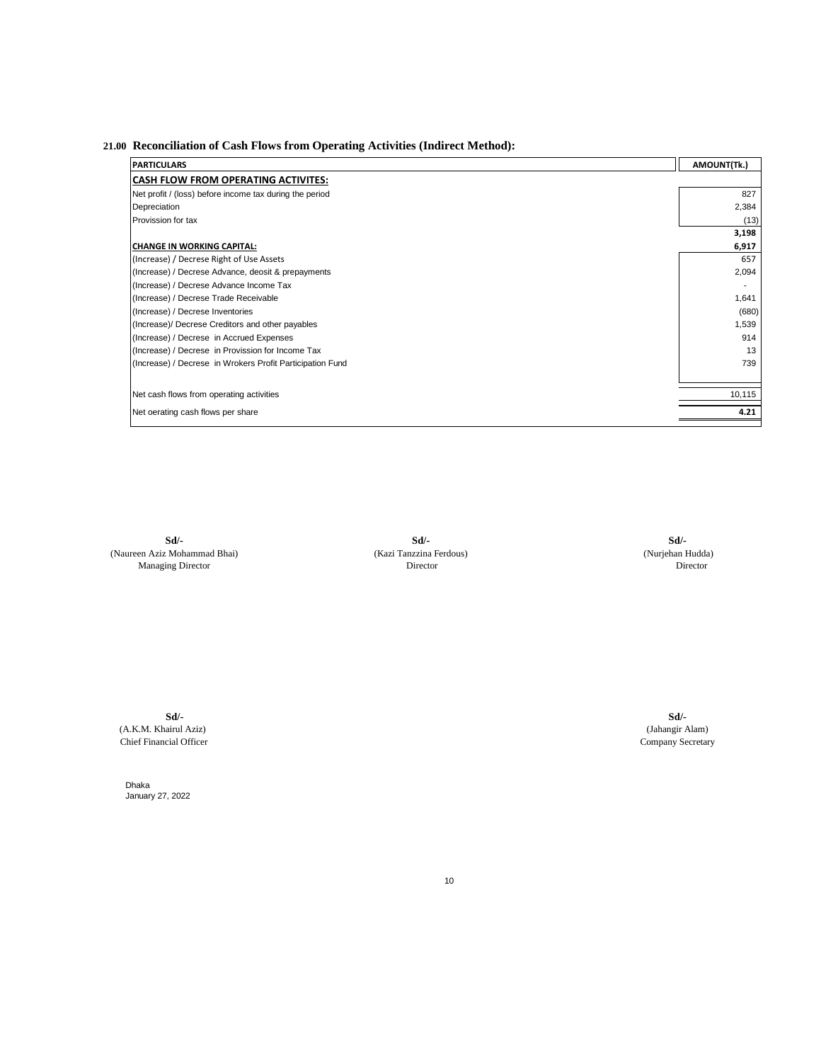### 21.00 Reconciliation of Cash Flows from Operating Activities (Indirect Method):

| PARTICULARS | AMOUNT(Tk.) |
|---|---|
| **CASH FLOW FROM OPERATING ACTIVITES:** | |
| Net profit / (loss) before income tax during the period | 827 |
| Depreciation | 2,384 |
| Provission for tax | (13) |
| | **3,198** |
| **CHANGE IN WORKING CAPITAL:** | **6,917** |
| (Increase) / Decrese Right of Use Assets | 657 |
| (Increase) / Decrese Advance, deosit & prepayments | 2,094 |
| (Increase) / Decrese Advance Income Tax | - |
| (Increase) / Decrese Trade Receivable | 1,641 |
| (Increase) / Decrese Inventories | (680) |
| (Increase)/ Decrese Creditors and other payables | 1,539 |
| (Increase) / Decrese in Accrued Expenses | 914 |
| (Increase) / Decrese in Provission for Income Tax | 13 |
| (Increase) / Decrese in Wrokers Profit Participation Fund | 739 |
| Net cash flows from operating activities | 10,115 |
| Net oerating cash flows per share | **4.21** |

**Sd/-**
(Naureen Aziz Mohammad Bhai)
Managing Director

**Sd/-**
(Kazi Tanzzina Ferdous)
Director

**Sd/-**
(Nurjehan Hudda)
Director

**Sd/-**
(A.K.M. Khairul Aziz)
Chief Financial Officer

**Sd/-**
(Jahangir Alam)
Company Secretary

Dhaka
January 27, 2022